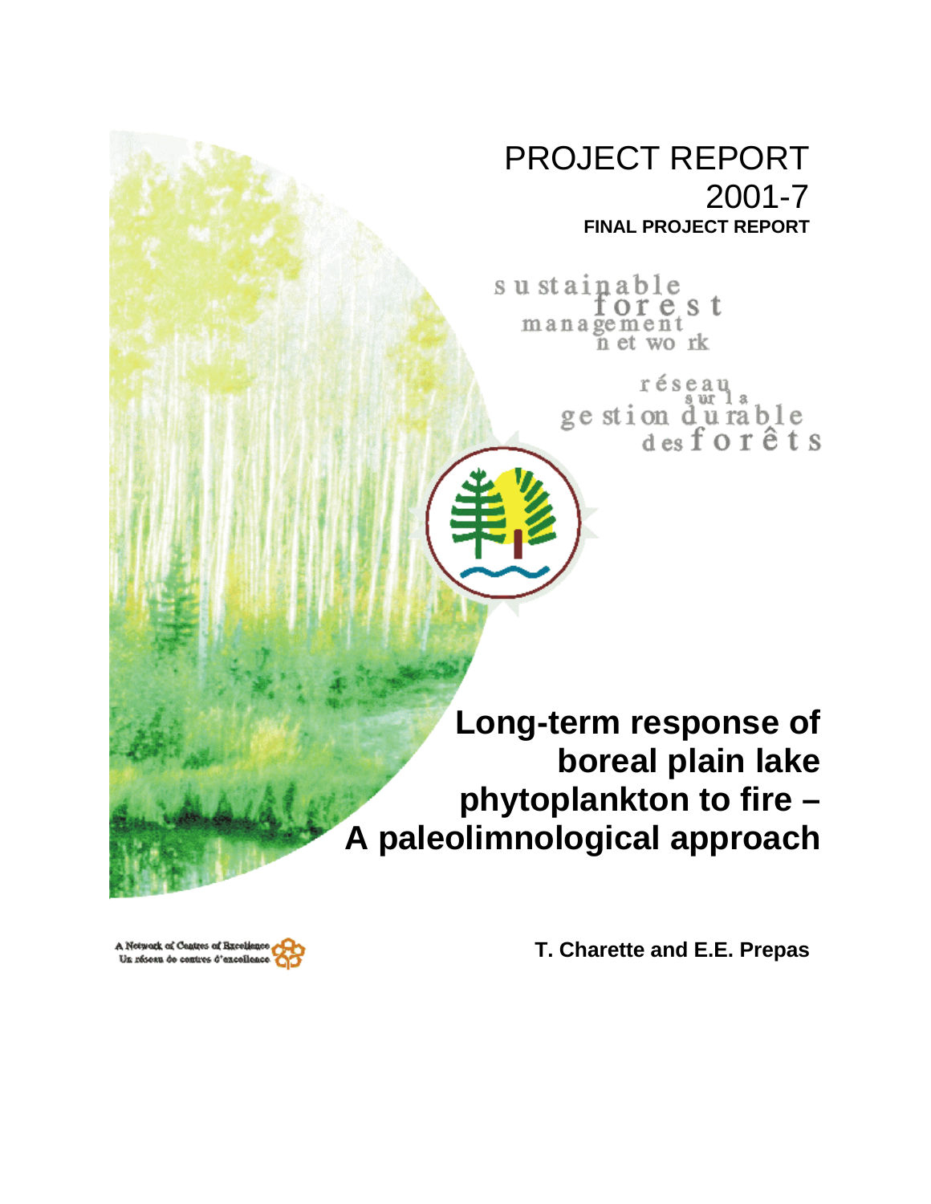PROJECT REPORT
2001-7
**FINAL PROJECT REPORT**

sustainable forest management network

réseau sur la gestion durable des forêts

# Long-term response of boreal plain lake phytoplankton to fire – A paleolimnological approach

A Network of Centres of Excellence
Un réseau de centres d'excellence

**T. Charette and E.E. Prepas**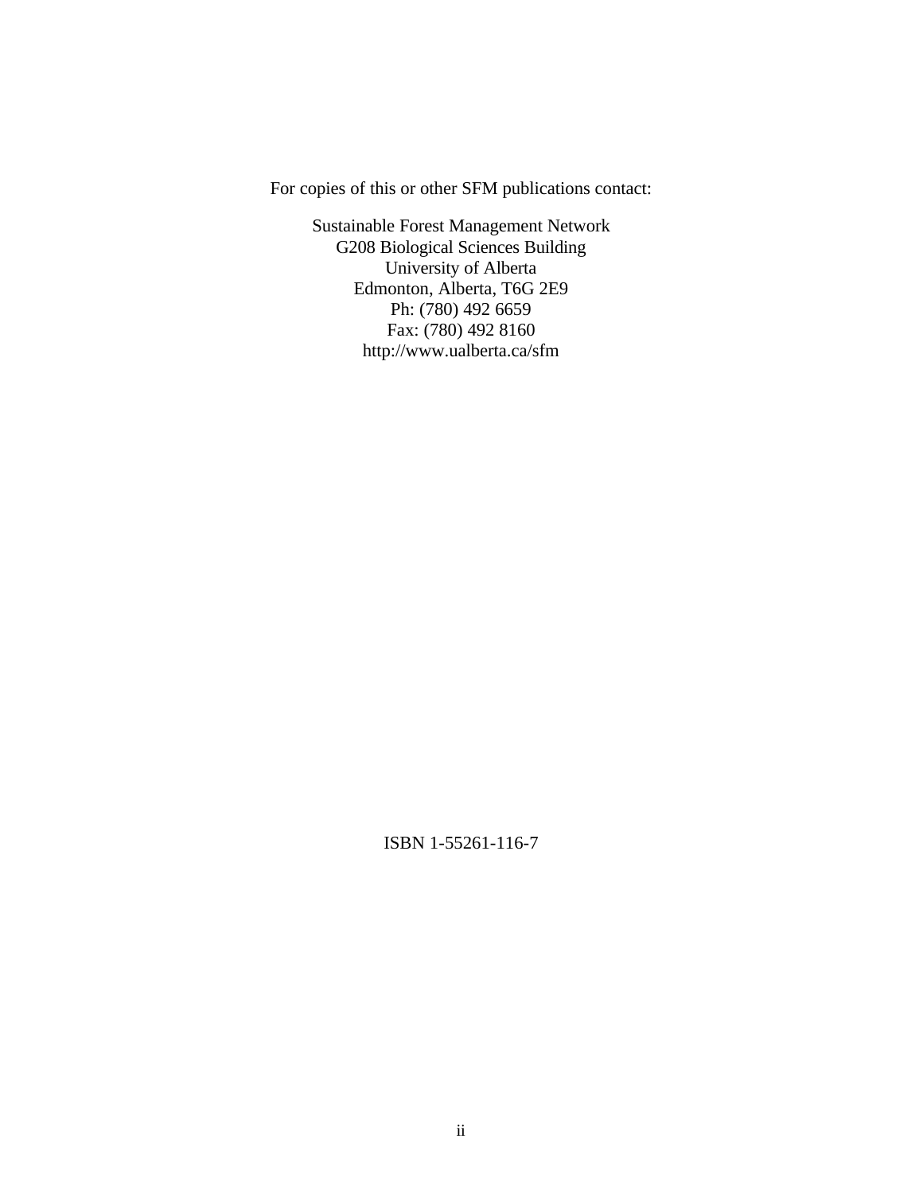For copies of this or other SFM publications contact:

Sustainable Forest Management Network
G208 Biological Sciences Building
University of Alberta
Edmonton, Alberta, T6G 2E9
Ph: (780) 492 6659
Fax: (780) 492 8160
http://www.ualberta.ca/sfm

ISBN 1-55261-116-7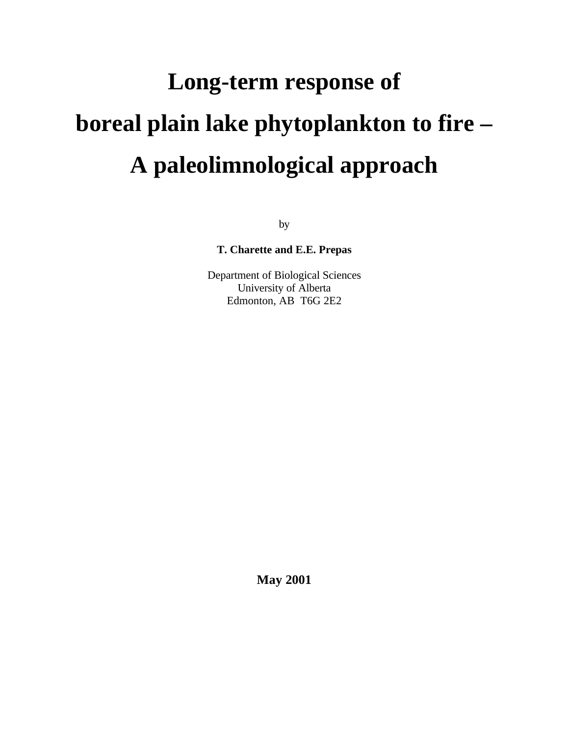# Long-term response of boreal plain lake phytoplankton to fire – A paleolimnological approach

by

**T. Charette and E.E. Prepas**

Department of Biological Sciences
University of Alberta
Edmonton, AB T6G 2E2

**May 2001**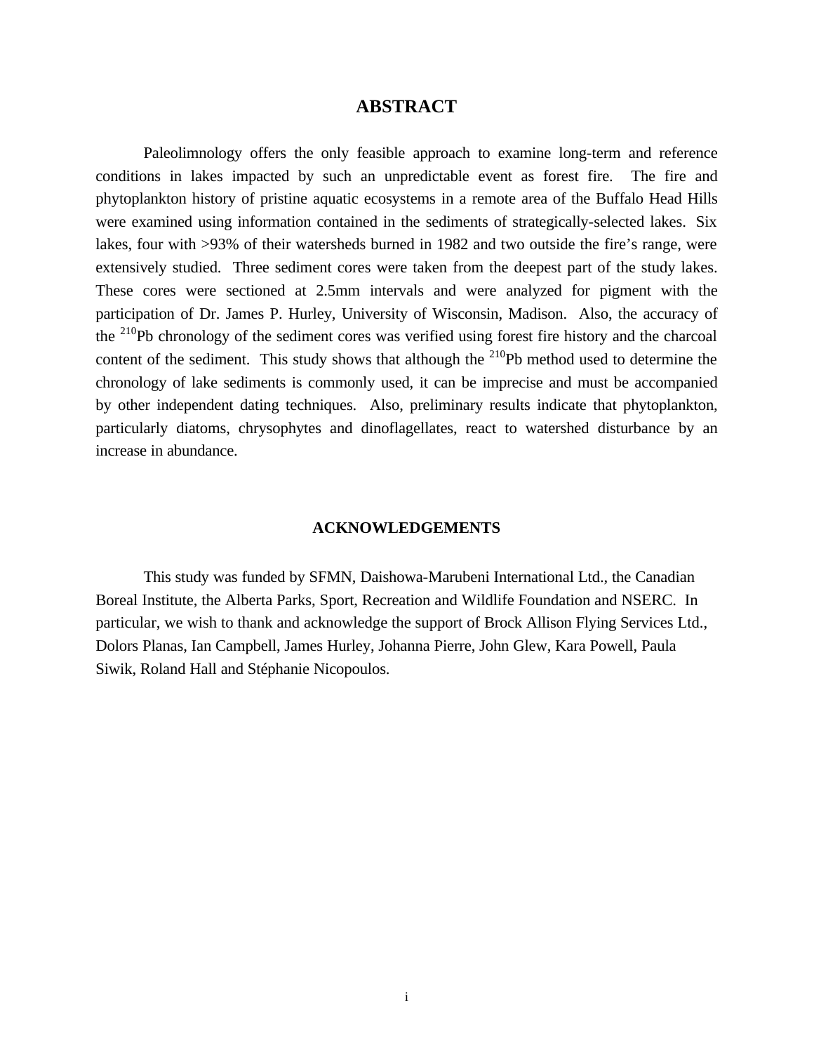# ABSTRACT

Paleolimnology offers the only feasible approach to examine long-term and reference conditions in lakes impacted by such an unpredictable event as forest fire. The fire and phytoplankton history of pristine aquatic ecosystems in a remote area of the Buffalo Head Hills were examined using information contained in the sediments of strategically-selected lakes. Six lakes, four with >93% of their watersheds burned in 1982 and two outside the fire's range, were extensively studied. Three sediment cores were taken from the deepest part of the study lakes. These cores were sectioned at 2.5mm intervals and were analyzed for pigment with the participation of Dr. James P. Hurley, University of Wisconsin, Madison. Also, the accuracy of the $^{210}$Pb chronology of the sediment cores was verified using forest fire history and the charcoal content of the sediment. This study shows that although the $^{210}$Pb method used to determine the chronology of lake sediments is commonly used, it can be imprecise and must be accompanied by other independent dating techniques. Also, preliminary results indicate that phytoplankton, particularly diatoms, chrysophytes and dinoflagellates, react to watershed disturbance by an increase in abundance.

## ACKNOWLEDGEMENTS

This study was funded by SFMN, Daishowa-Marubeni International Ltd., the Canadian Boreal Institute, the Alberta Parks, Sport, Recreation and Wildlife Foundation and NSERC. In particular, we wish to thank and acknowledge the support of Brock Allison Flying Services Ltd., Dolors Planas, Ian Campbell, James Hurley, Johanna Pierre, John Glew, Kara Powell, Paula Siwik, Roland Hall and Stéphanie Nicopoulos.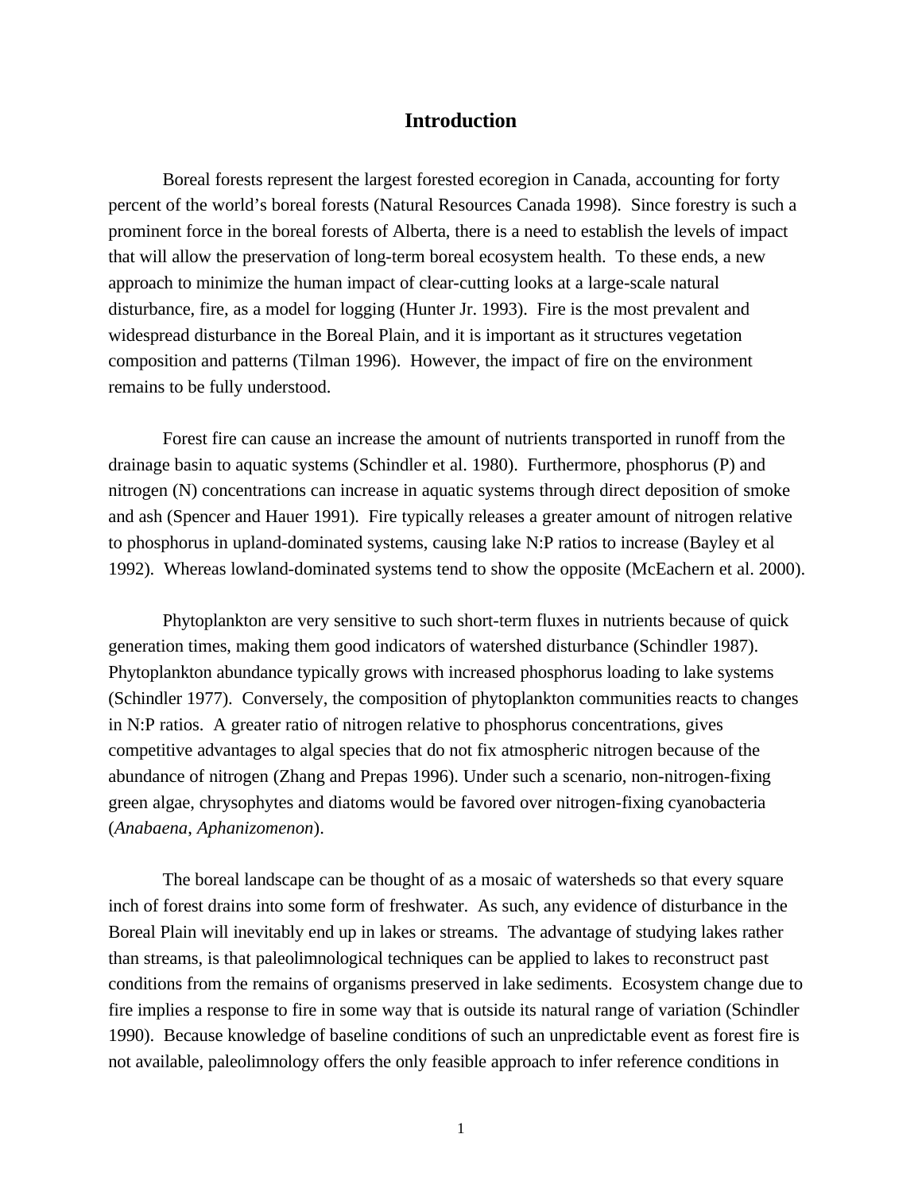# Introduction

Boreal forests represent the largest forested ecoregion in Canada, accounting for forty percent of the world's boreal forests (Natural Resources Canada 1998). Since forestry is such a prominent force in the boreal forests of Alberta, there is a need to establish the levels of impact that will allow the preservation of long-term boreal ecosystem health. To these ends, a new approach to minimize the human impact of clear-cutting looks at a large-scale natural disturbance, fire, as a model for logging (Hunter Jr. 1993). Fire is the most prevalent and widespread disturbance in the Boreal Plain, and it is important as it structures vegetation composition and patterns (Tilman 1996). However, the impact of fire on the environment remains to be fully understood.

Forest fire can cause an increase the amount of nutrients transported in runoff from the drainage basin to aquatic systems (Schindler et al. 1980). Furthermore, phosphorus (P) and nitrogen (N) concentrations can increase in aquatic systems through direct deposition of smoke and ash (Spencer and Hauer 1991). Fire typically releases a greater amount of nitrogen relative to phosphorus in upland-dominated systems, causing lake N:P ratios to increase (Bayley et al 1992). Whereas lowland-dominated systems tend to show the opposite (McEachern et al. 2000).

Phytoplankton are very sensitive to such short-term fluxes in nutrients because of quick generation times, making them good indicators of watershed disturbance (Schindler 1987). Phytoplankton abundance typically grows with increased phosphorus loading to lake systems (Schindler 1977). Conversely, the composition of phytoplankton communities reacts to changes in N:P ratios. A greater ratio of nitrogen relative to phosphorus concentrations, gives competitive advantages to algal species that do not fix atmospheric nitrogen because of the abundance of nitrogen (Zhang and Prepas 1996). Under such a scenario, non-nitrogen-fixing green algae, chrysophytes and diatoms would be favored over nitrogen-fixing cyanobacteria (*Anabaena*, *Aphanizomenon*).

The boreal landscape can be thought of as a mosaic of watersheds so that every square inch of forest drains into some form of freshwater. As such, any evidence of disturbance in the Boreal Plain will inevitably end up in lakes or streams. The advantage of studying lakes rather than streams, is that paleolimnological techniques can be applied to lakes to reconstruct past conditions from the remains of organisms preserved in lake sediments. Ecosystem change due to fire implies a response to fire in some way that is outside its natural range of variation (Schindler 1990). Because knowledge of baseline conditions of such an unpredictable event as forest fire is not available, paleolimnology offers the only feasible approach to infer reference conditions in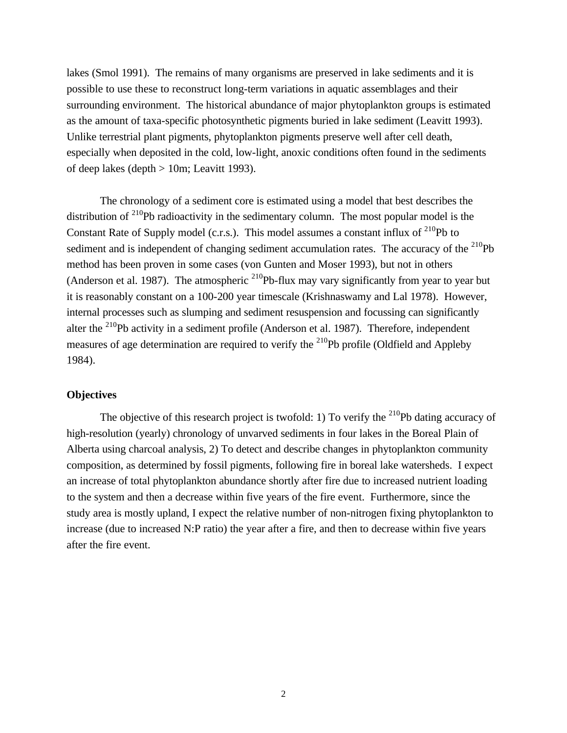lakes (Smol 1991). The remains of many organisms are preserved in lake sediments and it is possible to use these to reconstruct long-term variations in aquatic assemblages and their surrounding environment. The historical abundance of major phytoplankton groups is estimated as the amount of taxa-specific photosynthetic pigments buried in lake sediment (Leavitt 1993). Unlike terrestrial plant pigments, phytoplankton pigments preserve well after cell death, especially when deposited in the cold, low-light, anoxic conditions often found in the sediments of deep lakes (depth > 10m; Leavitt 1993).

The chronology of a sediment core is estimated using a model that best describes the distribution of $^{210}$Pb radioactivity in the sedimentary column. The most popular model is the Constant Rate of Supply model (c.r.s.). This model assumes a constant influx of $^{210}$Pb to sediment and is independent of changing sediment accumulation rates. The accuracy of the $^{210}$Pb method has been proven in some cases (von Gunten and Moser 1993), but not in others (Anderson et al. 1987). The atmospheric $^{210}$Pb-flux may vary significantly from year to year but it is reasonably constant on a 100-200 year timescale (Krishnaswamy and Lal 1978). However, internal processes such as slumping and sediment resuspension and focussing can significantly alter the $^{210}$Pb activity in a sediment profile (Anderson et al. 1987). Therefore, independent measures of age determination are required to verify the $^{210}$Pb profile (Oldfield and Appleby 1984).

**Objectives**

The objective of this research project is twofold: 1) To verify the $^{210}$Pb dating accuracy of high-resolution (yearly) chronology of unvarved sediments in four lakes in the Boreal Plain of Alberta using charcoal analysis, 2) To detect and describe changes in phytoplankton community composition, as determined by fossil pigments, following fire in boreal lake watersheds. I expect an increase of total phytoplankton abundance shortly after fire due to increased nutrient loading to the system and then a decrease within five years of the fire event. Furthermore, since the study area is mostly upland, I expect the relative number of non-nitrogen fixing phytoplankton to increase (due to increased N:P ratio) the year after a fire, and then to decrease within five years after the fire event.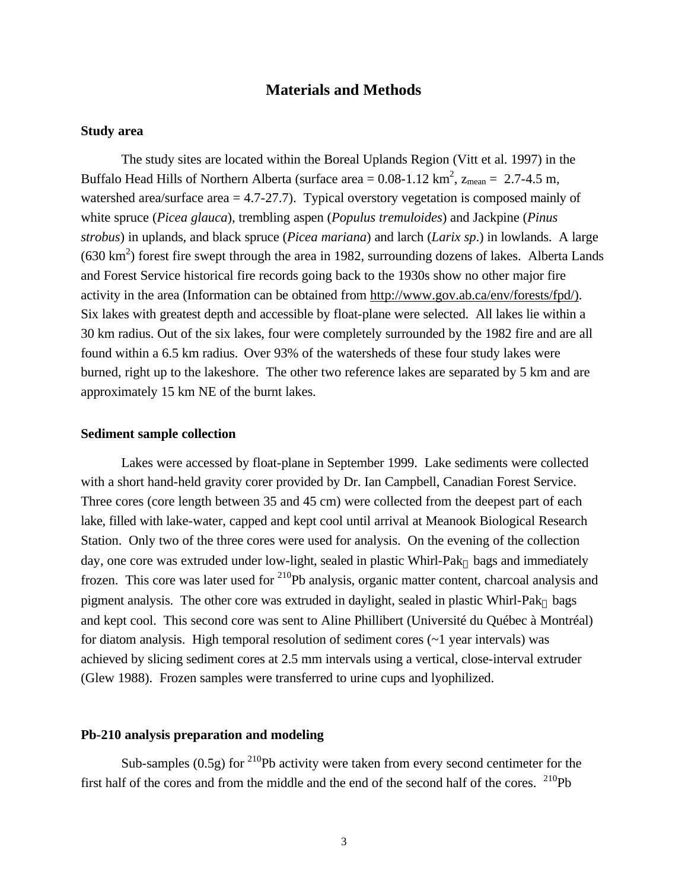## Materials and Methods

### Study area

The study sites are located within the Boreal Uplands Region (Vitt et al. 1997) in the Buffalo Head Hills of Northern Alberta (surface area = 0.08-1.12 $km^2$, $z_{mean}$ = 2.7-4.5 m, watershed area/surface area = 4.7-27.7). Typical overstory vegetation is composed mainly of white spruce (*Picea glauca*), trembling aspen (*Populus tremuloides*) and Jackpine (*Pinus strobus*) in uplands, and black spruce (*Picea mariana*) and larch (*Larix sp*.) in lowlands. A large (630 $km^2$) forest fire swept through the area in 1982, surrounding dozens of lakes. Alberta Lands and Forest Service historical fire records going back to the 1930s show no other major fire activity in the area (Information can be obtained from http://www.gov.ab.ca/env/forests/fpd/). Six lakes with greatest depth and accessible by float-plane were selected. All lakes lie within a 30 km radius. Out of the six lakes, four were completely surrounded by the 1982 fire and are all found within a 6.5 km radius. Over 93% of the watersheds of these four study lakes were burned, right up to the lakeshore. The other two reference lakes are separated by 5 km and are approximately 15 km NE of the burnt lakes.

### Sediment sample collection

Lakes were accessed by float-plane in September 1999. Lake sediments were collected with a short hand-held gravity corer provided by Dr. Ian Campbell, Canadian Forest Service. Three cores (core length between 35 and 45 cm) were collected from the deepest part of each lake, filled with lake-water, capped and kept cool until arrival at Meanook Biological Research Station. Only two of the three cores were used for analysis. On the evening of the collection day, one core was extruded under low-light, sealed in plastic Whirl-Pak bags and immediately frozen. This core was later used for $^{210}$Pb analysis, organic matter content, charcoal analysis and pigment analysis. The other core was extruded in daylight, sealed in plastic Whirl-Pak bags and kept cool. This second core was sent to Aline Phillibert (Université du Québec à Montréal) for diatom analysis. High temporal resolution of sediment cores (~1 year intervals) was achieved by slicing sediment cores at 2.5 mm intervals using a vertical, close-interval extruder (Glew 1988). Frozen samples were transferred to urine cups and lyophilized.

### Pb-210 analysis preparation and modeling

Sub-samples (0.5g) for $^{210}$Pb activity were taken from every second centimeter for the first half of the cores and from the middle and the end of the second half of the cores. $^{210}$Pb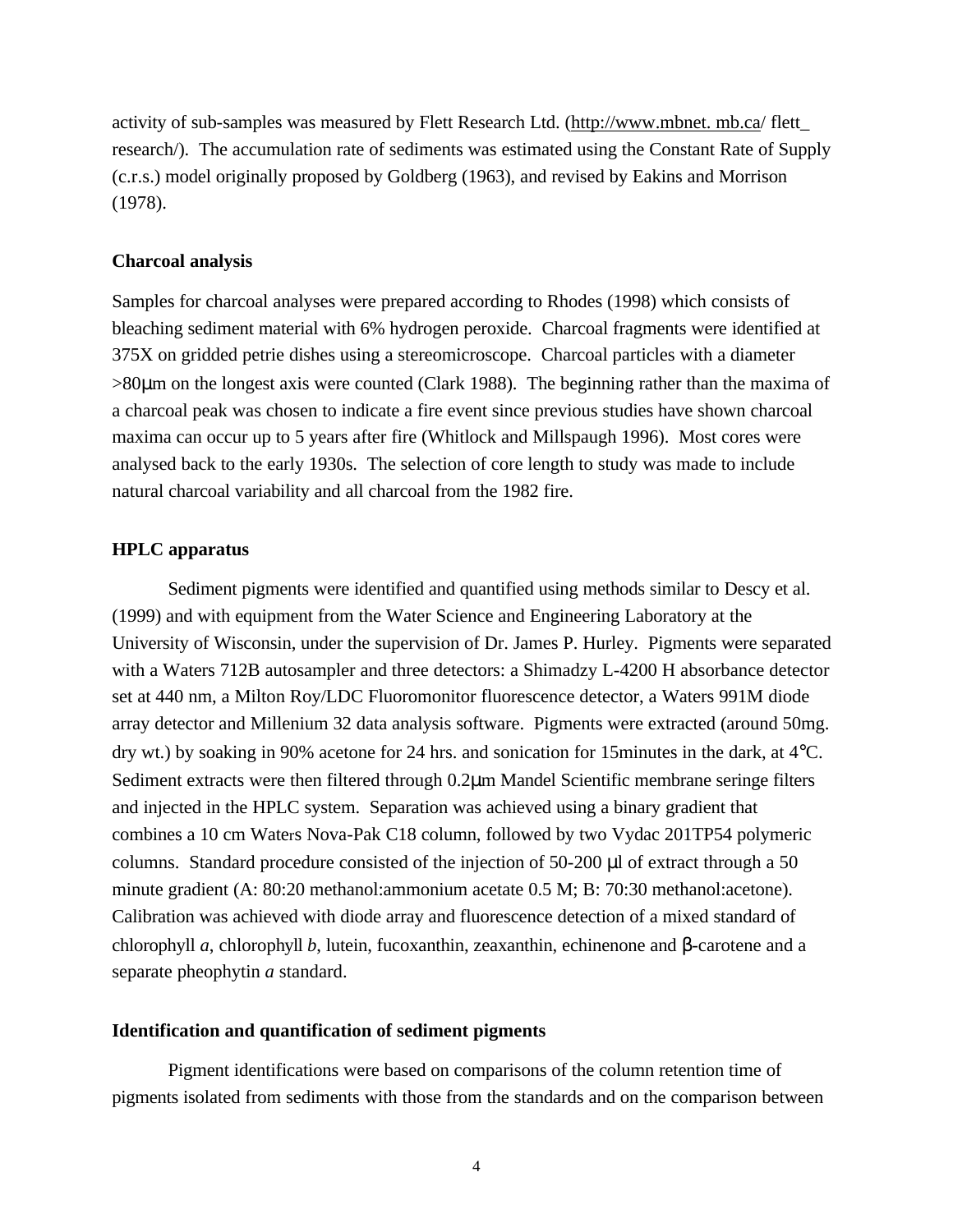activity of sub-samples was measured by Flett Research Ltd. (http://www.mbnet. mb.ca/ flett_ research/). The accumulation rate of sediments was estimated using the Constant Rate of Supply (c.r.s.) model originally proposed by Goldberg (1963), and revised by Eakins and Morrison (1978).

**Charcoal analysis**

Samples for charcoal analyses were prepared according to Rhodes (1998) which consists of bleaching sediment material with 6% hydrogen peroxide. Charcoal fragments were identified at 375X on gridded petrie dishes using a stereomicroscope. Charcoal particles with a diameter >80μm on the longest axis were counted (Clark 1988). The beginning rather than the maxima of a charcoal peak was chosen to indicate a fire event since previous studies have shown charcoal maxima can occur up to 5 years after fire (Whitlock and Millspaugh 1996). Most cores were analysed back to the early 1930s. The selection of core length to study was made to include natural charcoal variability and all charcoal from the 1982 fire.

**HPLC apparatus**

Sediment pigments were identified and quantified using methods similar to Descy et al. (1999) and with equipment from the Water Science and Engineering Laboratory at the University of Wisconsin, under the supervision of Dr. James P. Hurley. Pigments were separated with a Waters 712B autosampler and three detectors: a Shimadzy L-4200 H absorbance detector set at 440 nm, a Milton Roy/LDC Fluoromonitor fluorescence detector, a Waters 991M diode array detector and Millenium 32 data analysis software. Pigments were extracted (around 50mg. dry wt.) by soaking in 90% acetone for 24 hrs. and sonication for 15minutes in the dark, at 4°C. Sediment extracts were then filtered through 0.2μm Mandel Scientific membrane seringe filters and injected in the HPLC system. Separation was achieved using a binary gradient that combines a 10 cm Waters Nova-Pak C18 column, followed by two Vydac 201TP54 polymeric columns. Standard procedure consisted of the injection of 50-200 μl of extract through a 50 minute gradient (A: 80:20 methanol:ammonium acetate 0.5 M; B: 70:30 methanol:acetone). Calibration was achieved with diode array and fluorescence detection of a mixed standard of chlorophyll *a*, chlorophyll *b*, lutein, fucoxanthin, zeaxanthin, echinenone and β-carotene and a separate pheophytin *a* standard.

**Identification and quantification of sediment pigments**

Pigment identifications were based on comparisons of the column retention time of pigments isolated from sediments with those from the standards and on the comparison between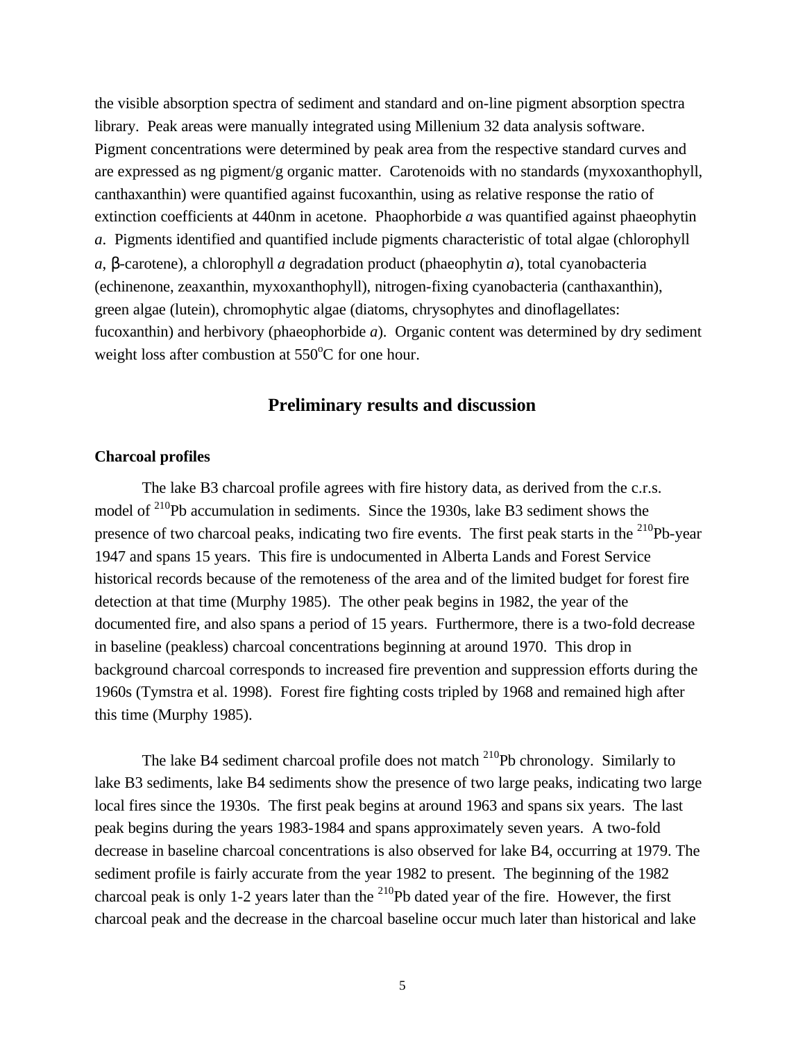the visible absorption spectra of sediment and standard and on-line pigment absorption spectra library. Peak areas were manually integrated using Millenium 32 data analysis software. Pigment concentrations were determined by peak area from the respective standard curves and are expressed as ng pigment/g organic matter. Carotenoids with no standards (myxoxanthophyll, canthaxanthin) were quantified against fucoxanthin, using as relative response the ratio of extinction coefficients at 440nm in acetone. Phaophorbide *a* was quantified against phaeophytin *a*. Pigments identified and quantified include pigments characteristic of total algae (chlorophyll *a*, β-carotene), a chlorophyll *a* degradation product (phaeophytin *a*), total cyanobacteria (echinenone, zeaxanthin, myxoxanthophyll), nitrogen-fixing cyanobacteria (canthaxanthin), green algae (lutein), chromophytic algae (diatoms, chrysophytes and dinoflagellates: fucoxanthin) and herbivory (phaeophorbide *a*). Organic content was determined by dry sediment weight loss after combustion at 550°C for one hour.

## Preliminary results and discussion

**Charcoal profiles**

The lake B3 charcoal profile agrees with fire history data, as derived from the c.r.s. model of $^{210}$Pb accumulation in sediments. Since the 1930s, lake B3 sediment shows the presence of two charcoal peaks, indicating two fire events. The first peak starts in the $^{210}$Pb-year 1947 and spans 15 years. This fire is undocumented in Alberta Lands and Forest Service historical records because of the remoteness of the area and of the limited budget for forest fire detection at that time (Murphy 1985). The other peak begins in 1982, the year of the documented fire, and also spans a period of 15 years. Furthermore, there is a two-fold decrease in baseline (peakless) charcoal concentrations beginning at around 1970. This drop in background charcoal corresponds to increased fire prevention and suppression efforts during the 1960s (Tymstra et al. 1998). Forest fire fighting costs tripled by 1968 and remained high after this time (Murphy 1985).

The lake B4 sediment charcoal profile does not match $^{210}$Pb chronology. Similarly to lake B3 sediments, lake B4 sediments show the presence of two large peaks, indicating two large local fires since the 1930s. The first peak begins at around 1963 and spans six years. The last peak begins during the years 1983-1984 and spans approximately seven years. A two-fold decrease in baseline charcoal concentrations is also observed for lake B4, occurring at 1979. The sediment profile is fairly accurate from the year 1982 to present. The beginning of the 1982 charcoal peak is only 1-2 years later than the $^{210}$Pb dated year of the fire. However, the first charcoal peak and the decrease in the charcoal baseline occur much later than historical and lake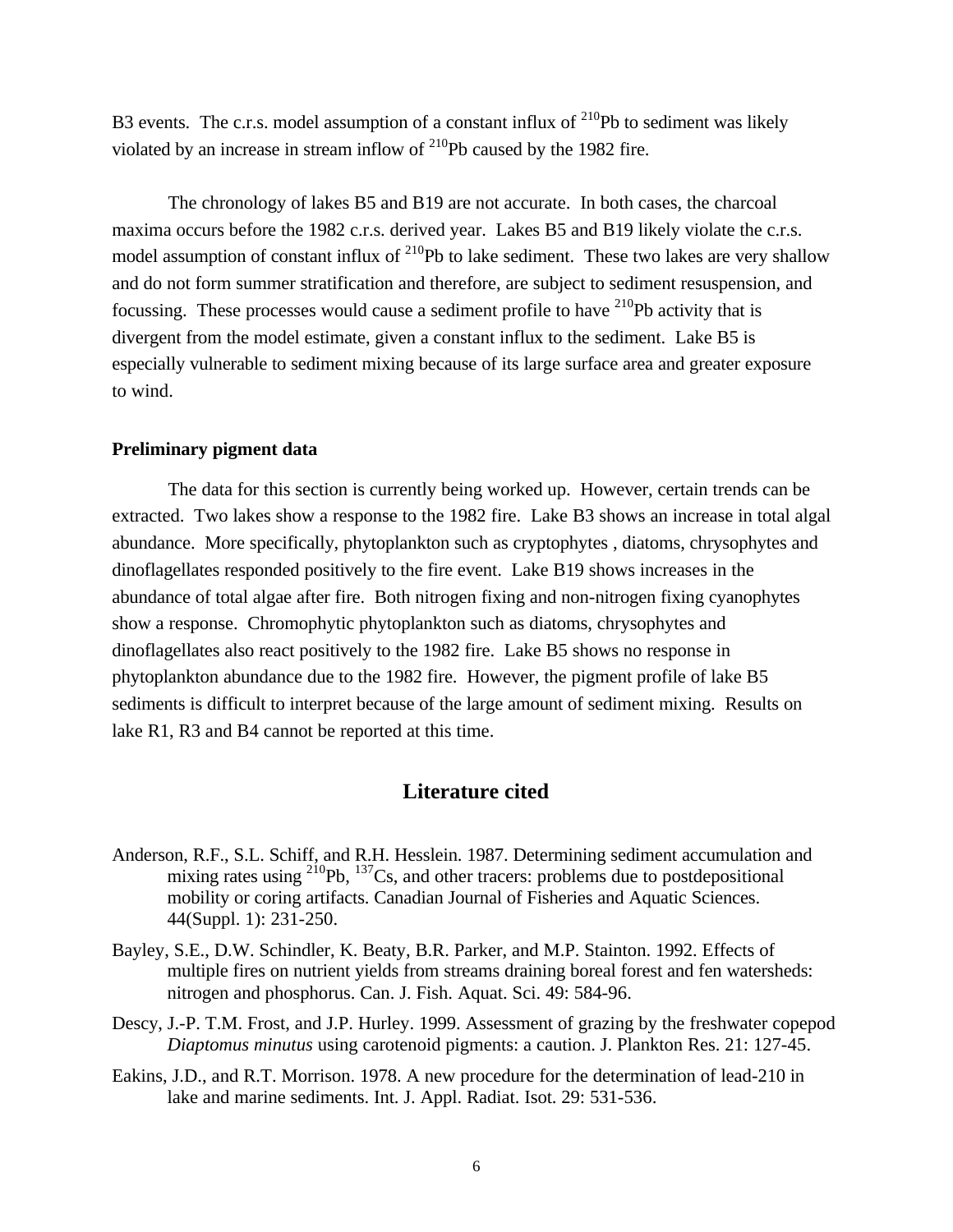B3 events. The c.r.s. model assumption of a constant influx of $^{210}$Pb to sediment was likely violated by an increase in stream inflow of $^{210}$Pb caused by the 1982 fire.

The chronology of lakes B5 and B19 are not accurate. In both cases, the charcoal maxima occurs before the 1982 c.r.s. derived year. Lakes B5 and B19 likely violate the c.r.s. model assumption of constant influx of $^{210}$Pb to lake sediment. These two lakes are very shallow and do not form summer stratification and therefore, are subject to sediment resuspension, and focussing. These processes would cause a sediment profile to have $^{210}$Pb activity that is divergent from the model estimate, given a constant influx to the sediment. Lake B5 is especially vulnerable to sediment mixing because of its large surface area and greater exposure to wind.

**Preliminary pigment data**

The data for this section is currently being worked up. However, certain trends can be extracted. Two lakes show a response to the 1982 fire. Lake B3 shows an increase in total algal abundance. More specifically, phytoplankton such as cryptophytes , diatoms, chrysophytes and dinoflagellates responded positively to the fire event. Lake B19 shows increases in the abundance of total algae after fire. Both nitrogen fixing and non-nitrogen fixing cyanophytes show a response. Chromophytic phytoplankton such as diatoms, chrysophytes and dinoflagellates also react positively to the 1982 fire. Lake B5 shows no response in phytoplankton abundance due to the 1982 fire. However, the pigment profile of lake B5 sediments is difficult to interpret because of the large amount of sediment mixing. Results on lake R1, R3 and B4 cannot be reported at this time.

## Literature cited

Anderson, R.F., S.L. Schiff, and R.H. Hesslein. 1987. Determining sediment accumulation and mixing rates using $^{210}$Pb, $^{137}$Cs, and other tracers: problems due to postdepositional mobility or coring artifacts. Canadian Journal of Fisheries and Aquatic Sciences. 44(Suppl. 1): 231-250.

Bayley, S.E., D.W. Schindler, K. Beaty, B.R. Parker, and M.P. Stainton. 1992. Effects of multiple fires on nutrient yields from streams draining boreal forest and fen watersheds: nitrogen and phosphorus. Can. J. Fish. Aquat. Sci. 49: 584-96.

Descy, J.-P. T.M. Frost, and J.P. Hurley. 1999. Assessment of grazing by the freshwater copepod *Diaptomus minutus* using carotenoid pigments: a caution. J. Plankton Res. 21: 127-45.

Eakins, J.D., and R.T. Morrison. 1978. A new procedure for the determination of lead-210 in lake and marine sediments. Int. J. Appl. Radiat. Isot. 29: 531-536.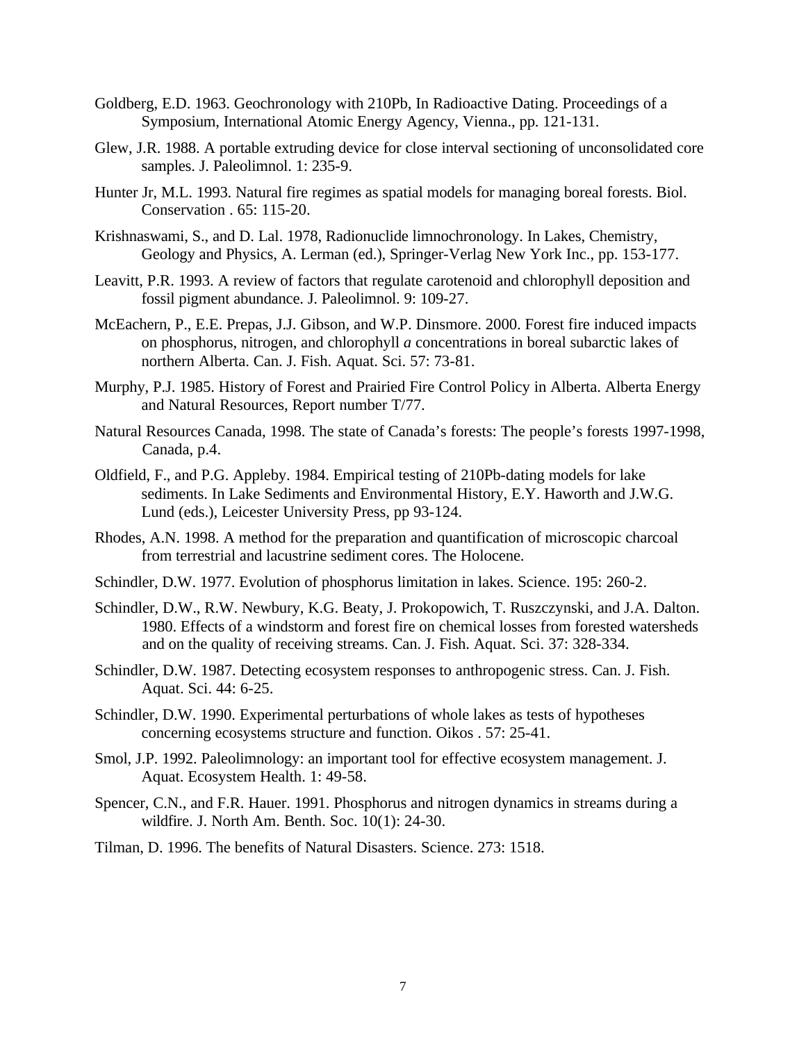Goldberg, E.D. 1963. Geochronology with 210Pb, In Radioactive Dating. Proceedings of a Symposium, International Atomic Energy Agency, Vienna., pp. 121-131.

Glew, J.R. 1988. A portable extruding device for close interval sectioning of unconsolidated core samples. J. Paleolimnol. 1: 235-9.

Hunter Jr, M.L. 1993. Natural fire regimes as spatial models for managing boreal forests. Biol. Conservation . 65: 115-20.

Krishnaswami, S., and D. Lal. 1978, Radionuclide limnochronology. In Lakes, Chemistry, Geology and Physics, A. Lerman (ed.), Springer-Verlag New York Inc., pp. 153-177.

Leavitt, P.R. 1993. A review of factors that regulate carotenoid and chlorophyll deposition and fossil pigment abundance. J. Paleolimnol. 9: 109-27.

McEachern, P., E.E. Prepas, J.J. Gibson, and W.P. Dinsmore. 2000. Forest fire induced impacts on phosphorus, nitrogen, and chlorophyll *a* concentrations in boreal subarctic lakes of northern Alberta. Can. J. Fish. Aquat. Sci. 57: 73-81.

Murphy, P.J. 1985. History of Forest and Prairied Fire Control Policy in Alberta. Alberta Energy and Natural Resources, Report number T/77.

Natural Resources Canada, 1998. The state of Canada's forests: The people's forests 1997-1998, Canada, p.4.

Oldfield, F., and P.G. Appleby. 1984. Empirical testing of 210Pb-dating models for lake sediments. In Lake Sediments and Environmental History, E.Y. Haworth and J.W.G. Lund (eds.), Leicester University Press, pp 93-124.

Rhodes, A.N. 1998. A method for the preparation and quantification of microscopic charcoal from terrestrial and lacustrine sediment cores. The Holocene.

Schindler, D.W. 1977. Evolution of phosphorus limitation in lakes. Science. 195: 260-2.

Schindler, D.W., R.W. Newbury, K.G. Beaty, J. Prokopowich, T. Ruszczynski, and J.A. Dalton. 1980. Effects of a windstorm and forest fire on chemical losses from forested watersheds and on the quality of receiving streams. Can. J. Fish. Aquat. Sci. 37: 328-334.

Schindler, D.W. 1987. Detecting ecosystem responses to anthropogenic stress. Can. J. Fish. Aquat. Sci. 44: 6-25.

Schindler, D.W. 1990. Experimental perturbations of whole lakes as tests of hypotheses concerning ecosystems structure and function. Oikos . 57: 25-41.

Smol, J.P. 1992. Paleolimnology: an important tool for effective ecosystem management. J. Aquat. Ecosystem Health. 1: 49-58.

Spencer, C.N., and F.R. Hauer. 1991. Phosphorus and nitrogen dynamics in streams during a wildfire. J. North Am. Benth. Soc. 10(1): 24-30.

Tilman, D. 1996. The benefits of Natural Disasters. Science. 273: 1518.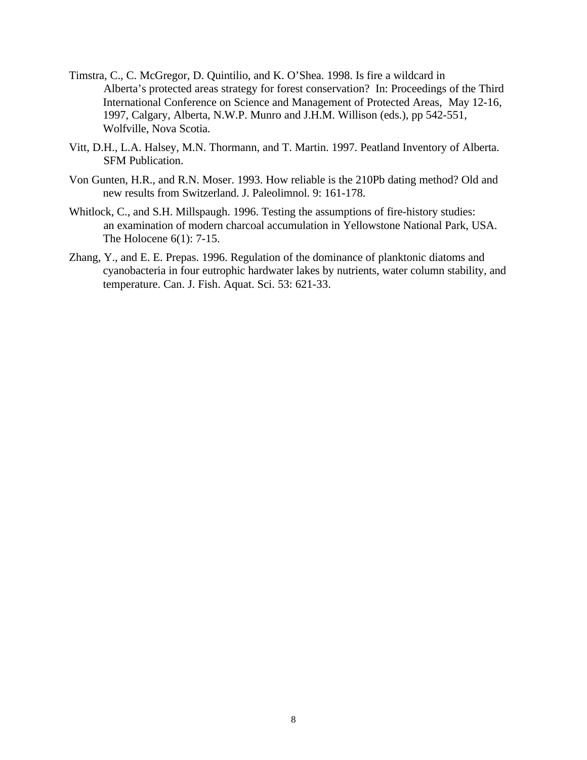Timstra, C., C. McGregor, D. Quintilio, and K. O'Shea. 1998. Is fire a wildcard in Alberta's protected areas strategy for forest conservation? In: Proceedings of the Third International Conference on Science and Management of Protected Areas, May 12-16, 1997, Calgary, Alberta, N.W.P. Munro and J.H.M. Willison (eds.), pp 542-551, Wolfville, Nova Scotia.

Vitt, D.H., L.A. Halsey, M.N. Thormann, and T. Martin. 1997. Peatland Inventory of Alberta. SFM Publication.

Von Gunten, H.R., and R.N. Moser. 1993. How reliable is the 210Pb dating method? Old and new results from Switzerland. J. Paleolimnol. 9: 161-178.

Whitlock, C., and S.H. Millspaugh. 1996. Testing the assumptions of fire-history studies: an examination of modern charcoal accumulation in Yellowstone National Park, USA. The Holocene 6(1): 7-15.

Zhang, Y., and E. E. Prepas. 1996. Regulation of the dominance of planktonic diatoms and cyanobacteria in four eutrophic hardwater lakes by nutrients, water column stability, and temperature. Can. J. Fish. Aquat. Sci. 53: 621-33.